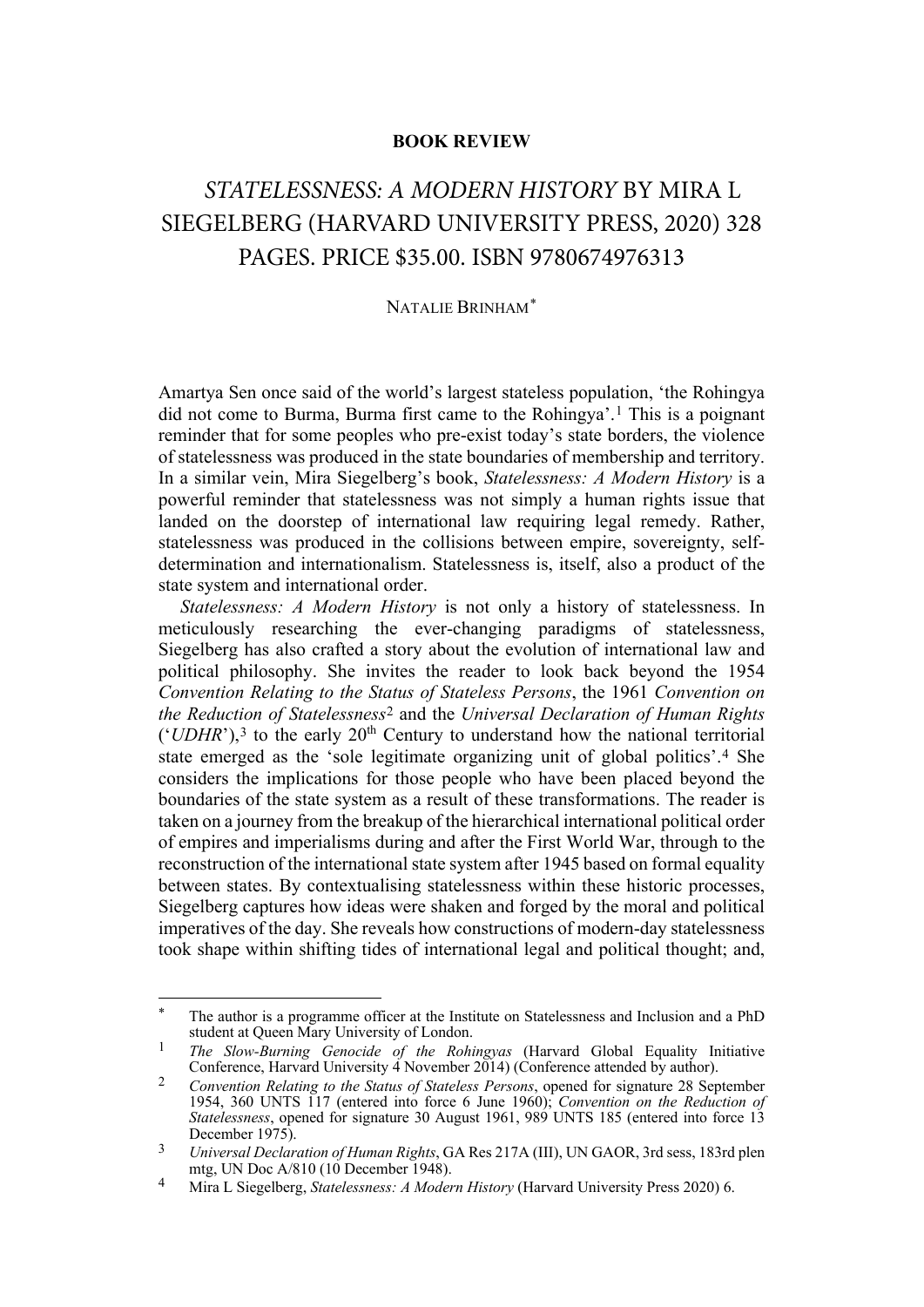**BOOK REVIEW**

# *STATELESSNESS: A MODERN HISTORY* BY MIRA L SIEGELBERG (HARVARD UNIVERSITY PRESS, 2020) 328 PAGES. PRICE $35.00. ISBN 9780674976313

NATALIE BRINHAM*

Amartya Sen once said of the world's largest stateless population, 'the Rohingya did not come to Burma, Burma first came to the Rohingya'.[1] This is a poignant reminder that for some peoples who pre-exist today's state borders, the violence of statelessness was produced in the state boundaries of membership and territory. In a similar vein, Mira Siegelberg's book, *Statelessness: A Modern History* is a powerful reminder that statelessness was not simply a human rights issue that landed on the doorstep of international law requiring legal remedy. Rather, statelessness was produced in the collisions between empire, sovereignty, self-determination and internationalism. Statelessness is, itself, also a product of the state system and international order.

*Statelessness: A Modern History* is not only a history of statelessness. In meticulously researching the ever-changing paradigms of statelessness, Siegelberg has also crafted a story about the evolution of international law and political philosophy. She invites the reader to look back beyond the 1954 *Convention Relating to the Status of Stateless Persons*, the 1961 *Convention on the Reduction of Statelessness*[2] and the *Universal Declaration of Human Rights* ('*UDHR*'),[3] to the early 20th Century to understand how the national territorial state emerged as the 'sole legitimate organizing unit of global politics'.[4] She considers the implications for those people who have been placed beyond the boundaries of the state system as a result of these transformations. The reader is taken on a journey from the breakup of the hierarchical international political order of empires and imperialisms during and after the First World War, through to the reconstruction of the international state system after 1945 based on formal equality between states. By contextualising statelessness within these historic processes, Siegelberg captures how ideas were shaken and forged by the moral and political imperatives of the day. She reveals how constructions of modern-day statelessness took shape within shifting tides of international legal and political thought; and,

---

\* The author is a programme officer at the Institute on Statelessness and Inclusion and a PhD student at Queen Mary University of London.

1 *The Slow-Burning Genocide of the Rohingyas* (Harvard Global Equality Initiative Conference, Harvard University 4 November 2014) (Conference attended by author).

2 *Convention Relating to the Status of Stateless Persons*, opened for signature 28 September 1954, 360 UNTS 117 (entered into force 6 June 1960); *Convention on the Reduction of Statelessness*, opened for signature 30 August 1961, 989 UNTS 185 (entered into force 13 December 1975).

3 *Universal Declaration of Human Rights*, GA Res 217A (III), UN GAOR, 3rd sess, 183rd plen mtg, UN Doc A/810 (10 December 1948).

4 Mira L Siegelberg, *Statelessness: A Modern History* (Harvard University Press 2020) 6.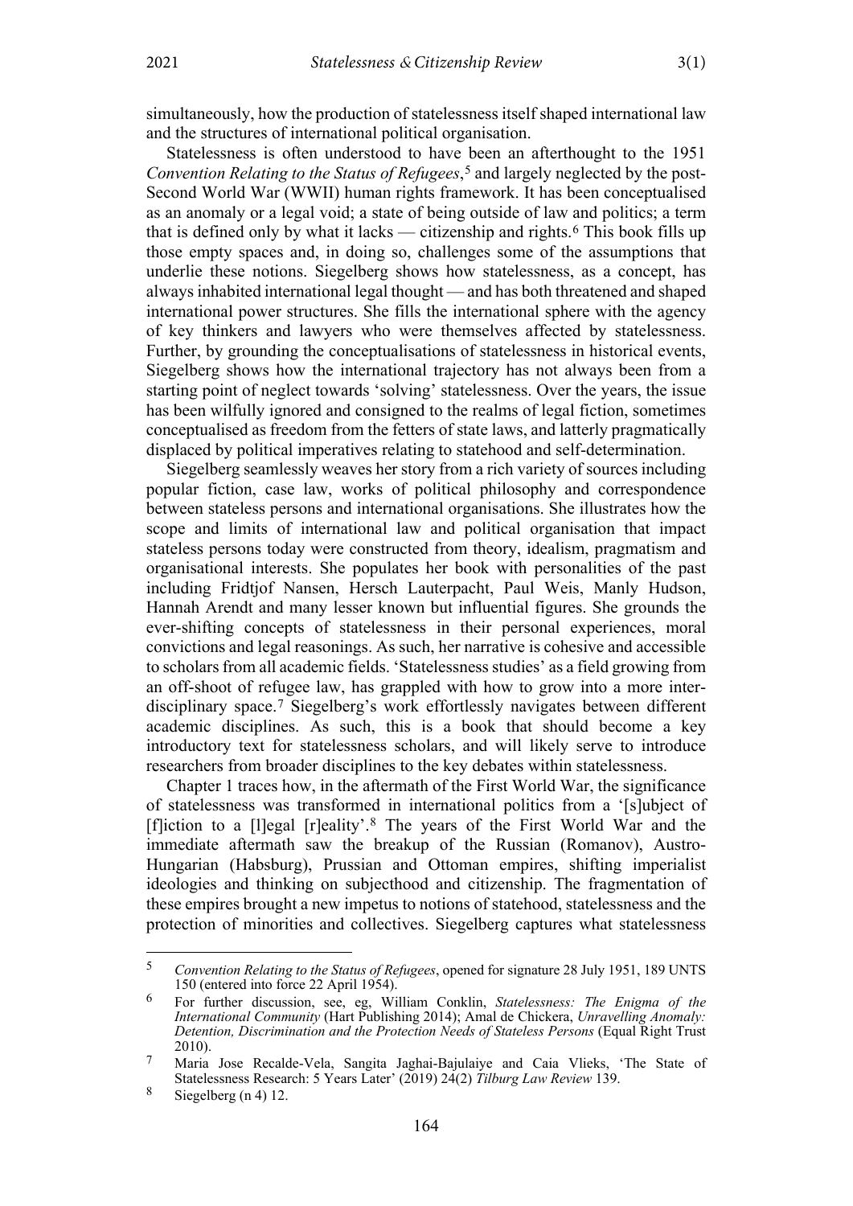simultaneously, how the production of statelessness itself shaped international law and the structures of international political organisation.

Statelessness is often understood to have been an afterthought to the 1951 *Convention Relating to the Status of Refugees*,[5] and largely neglected by the post-Second World War (WWII) human rights framework. It has been conceptualised as an anomaly or a legal void; a state of being outside of law and politics; a term that is defined only by what it lacks — citizenship and rights.[6] This book fills up those empty spaces and, in doing so, challenges some of the assumptions that underlie these notions. Siegelberg shows how statelessness, as a concept, has always inhabited international legal thought — and has both threatened and shaped international power structures. She fills the international sphere with the agency of key thinkers and lawyers who were themselves affected by statelessness. Further, by grounding the conceptualisations of statelessness in historical events, Siegelberg shows how the international trajectory has not always been from a starting point of neglect towards 'solving' statelessness. Over the years, the issue has been wilfully ignored and consigned to the realms of legal fiction, sometimes conceptualised as freedom from the fetters of state laws, and latterly pragmatically displaced by political imperatives relating to statehood and self-determination.

Siegelberg seamlessly weaves her story from a rich variety of sources including popular fiction, case law, works of political philosophy and correspondence between stateless persons and international organisations. She illustrates how the scope and limits of international law and political organisation that impact stateless persons today were constructed from theory, idealism, pragmatism and organisational interests. She populates her book with personalities of the past including Fridtjof Nansen, Hersch Lauterpacht, Paul Weis, Manly Hudson, Hannah Arendt and many lesser known but influential figures. She grounds the ever-shifting concepts of statelessness in their personal experiences, moral convictions and legal reasonings. As such, her narrative is cohesive and accessible to scholars from all academic fields. 'Statelessness studies' as a field growing from an off-shoot of refugee law, has grappled with how to grow into a more inter-disciplinary space.[7] Siegelberg's work effortlessly navigates between different academic disciplines. As such, this is a book that should become a key introductory text for statelessness scholars, and will likely serve to introduce researchers from broader disciplines to the key debates within statelessness.

Chapter 1 traces how, in the aftermath of the First World War, the significance of statelessness was transformed in international politics from a '[s]ubject of [f]iction to a [l]egal [r]eality'.[8] The years of the First World War and the immediate aftermath saw the breakup of the Russian (Romanov), Austro-Hungarian (Habsburg), Prussian and Ottoman empires, shifting imperialist ideologies and thinking on subjecthood and citizenship. The fragmentation of these empires brought a new impetus to notions of statehood, statelessness and the protection of minorities and collectives. Siegelberg captures what statelessness

---

[5] *Convention Relating to the Status of Refugees*, opened for signature 28 July 1951, 189 UNTS 150 (entered into force 22 April 1954).

[6] For further discussion, see, eg, William Conklin, *Statelessness: The Enigma of the International Community* (Hart Publishing 2014); Amal de Chickera, *Unravelling Anomaly: Detention, Discrimination and the Protection Needs of Stateless Persons* (Equal Right Trust 2010).

[7] Maria Jose Recalde-Vela, Sangita Jaghai-Bajulaiye and Caia Vlieks, 'The State of Statelessness Research: 5 Years Later' (2019) 24(2) *Tilburg Law Review* 139.

[8] Siegelberg (n 4) 12.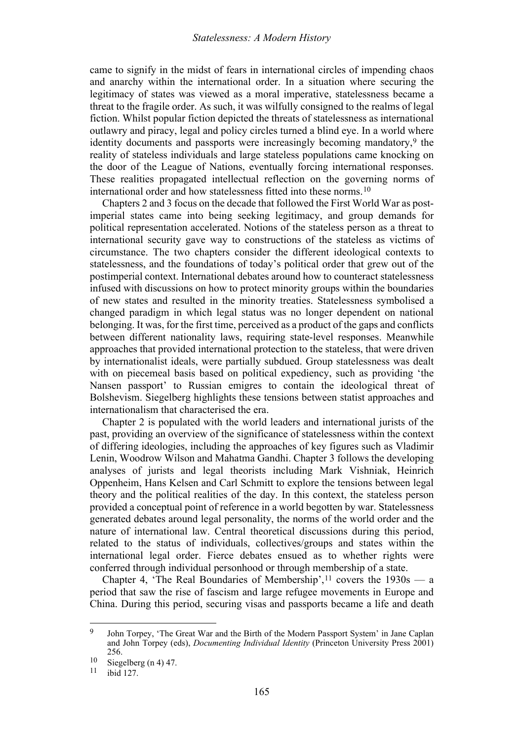came to signify in the midst of fears in international circles of impending chaos and anarchy within the international order. In a situation where securing the legitimacy of states was viewed as a moral imperative, statelessness became a threat to the fragile order. As such, it was wilfully consigned to the realms of legal fiction. Whilst popular fiction depicted the threats of statelessness as international outlawry and piracy, legal and policy circles turned a blind eye. In a world where identity documents and passports were increasingly becoming mandatory,[9] the reality of stateless individuals and large stateless populations came knocking on the door of the League of Nations, eventually forcing international responses. These realities propagated intellectual reflection on the governing norms of international order and how statelessness fitted into these norms.[10]

Chapters 2 and 3 focus on the decade that followed the First World War as post-imperial states came into being seeking legitimacy, and group demands for political representation accelerated. Notions of the stateless person as a threat to international security gave way to constructions of the stateless as victims of circumstance. The two chapters consider the different ideological contexts to statelessness, and the foundations of today's political order that grew out of the postimperial context. International debates around how to counteract statelessness infused with discussions on how to protect minority groups within the boundaries of new states and resulted in the minority treaties. Statelessness symbolised a changed paradigm in which legal status was no longer dependent on national belonging. It was, for the first time, perceived as a product of the gaps and conflicts between different nationality laws, requiring state-level responses. Meanwhile approaches that provided international protection to the stateless, that were driven by internationalist ideals, were partially subdued. Group statelessness was dealt with on piecemeal basis based on political expediency, such as providing 'the Nansen passport' to Russian emigres to contain the ideological threat of Bolshevism. Siegelberg highlights these tensions between statist approaches and internationalism that characterised the era.

Chapter 2 is populated with the world leaders and international jurists of the past, providing an overview of the significance of statelessness within the context of differing ideologies, including the approaches of key figures such as Vladimir Lenin, Woodrow Wilson and Mahatma Gandhi. Chapter 3 follows the developing analyses of jurists and legal theorists including Mark Vishniak, Heinrich Oppenheim, Hans Kelsen and Carl Schmitt to explore the tensions between legal theory and the political realities of the day. In this context, the stateless person provided a conceptual point of reference in a world begotten by war. Statelessness generated debates around legal personality, the norms of the world order and the nature of international law. Central theoretical discussions during this period, related to the status of individuals, collectives/groups and states within the international legal order. Fierce debates ensued as to whether rights were conferred through individual personhood or through membership of a state.

Chapter 4, 'The Real Boundaries of Membership',[11] covers the 1930s — a period that saw the rise of fascism and large refugee movements in Europe and China. During this period, securing visas and passports became a life and death

---

[9] John Torpey, 'The Great War and the Birth of the Modern Passport System' in Jane Caplan and John Torpey (eds), *Documenting Individual Identity* (Princeton University Press 2001) 256.

[10] Siegelberg (n 4) 47.

[11] ibid 127.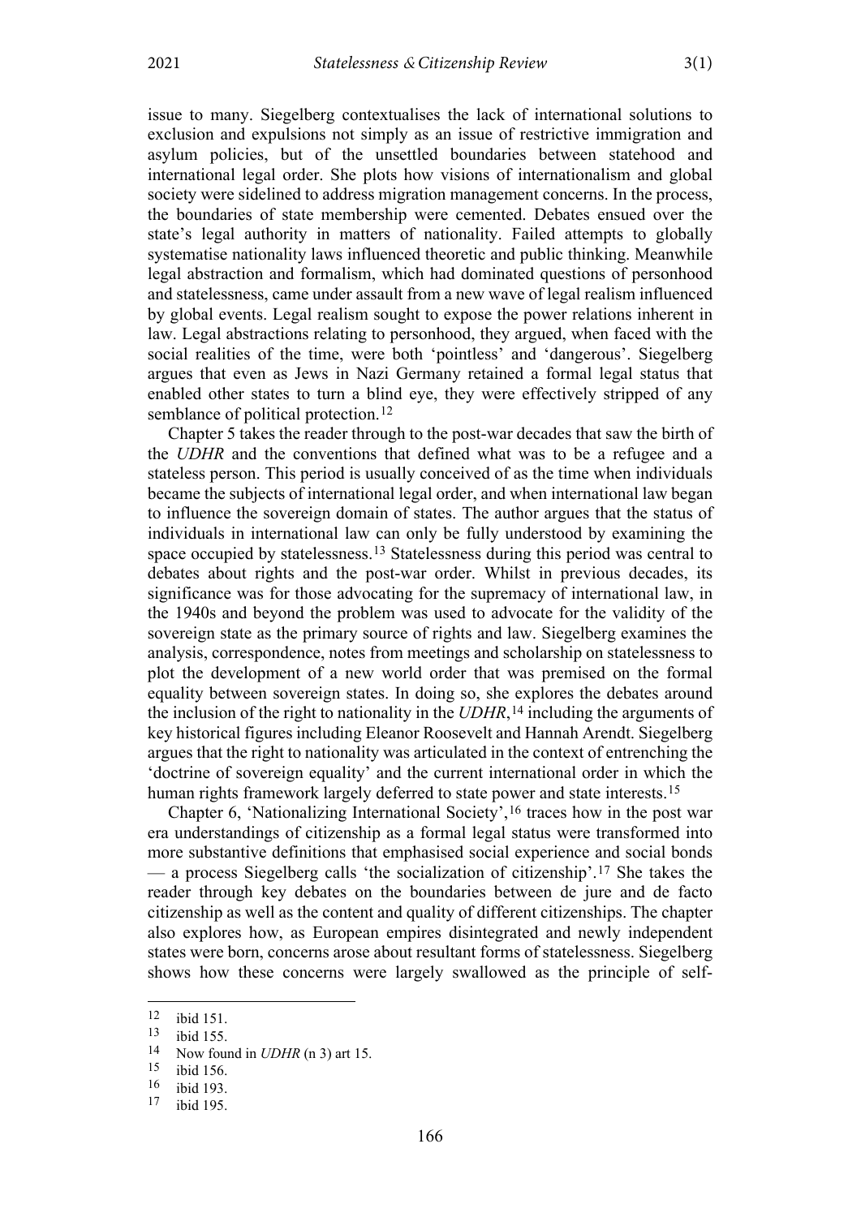issue to many. Siegelberg contextualises the lack of international solutions to exclusion and expulsions not simply as an issue of restrictive immigration and asylum policies, but of the unsettled boundaries between statehood and international legal order. She plots how visions of internationalism and global society were sidelined to address migration management concerns. In the process, the boundaries of state membership were cemented. Debates ensued over the state's legal authority in matters of nationality. Failed attempts to globally systematise nationality laws influenced theoretic and public thinking. Meanwhile legal abstraction and formalism, which had dominated questions of personhood and statelessness, came under assault from a new wave of legal realism influenced by global events. Legal realism sought to expose the power relations inherent in law. Legal abstractions relating to personhood, they argued, when faced with the social realities of the time, were both 'pointless' and 'dangerous'. Siegelberg argues that even as Jews in Nazi Germany retained a formal legal status that enabled other states to turn a blind eye, they were effectively stripped of any semblance of political protection.[12]

Chapter 5 takes the reader through to the post-war decades that saw the birth of the *UDHR* and the conventions that defined what was to be a refugee and a stateless person. This period is usually conceived of as the time when individuals became the subjects of international legal order, and when international law began to influence the sovereign domain of states. The author argues that the status of individuals in international law can only be fully understood by examining the space occupied by statelessness.[13] Statelessness during this period was central to debates about rights and the post-war order. Whilst in previous decades, its significance was for those advocating for the supremacy of international law, in the 1940s and beyond the problem was used to advocate for the validity of the sovereign state as the primary source of rights and law. Siegelberg examines the analysis, correspondence, notes from meetings and scholarship on statelessness to plot the development of a new world order that was premised on the formal equality between sovereign states. In doing so, she explores the debates around the inclusion of the right to nationality in the *UDHR*,[14] including the arguments of key historical figures including Eleanor Roosevelt and Hannah Arendt. Siegelberg argues that the right to nationality was articulated in the context of entrenching the 'doctrine of sovereign equality' and the current international order in which the human rights framework largely deferred to state power and state interests.[15]

Chapter 6, 'Nationalizing International Society',[16] traces how in the post war era understandings of citizenship as a formal legal status were transformed into more substantive definitions that emphasised social experience and social bonds — a process Siegelberg calls 'the socialization of citizenship'.[17] She takes the reader through key debates on the boundaries between de jure and de facto citizenship as well as the content and quality of different citizenships. The chapter also explores how, as European empires disintegrated and newly independent states were born, concerns arose about resultant forms of statelessness. Siegelberg shows how these concerns were largely swallowed as the principle of self-

---

[12] ibid 151.

[13] ibid 155.

[14] Now found in *UDHR* (n 3) art 15.

[15] ibid 156.

[16] ibid 193.

[17] ibid 195.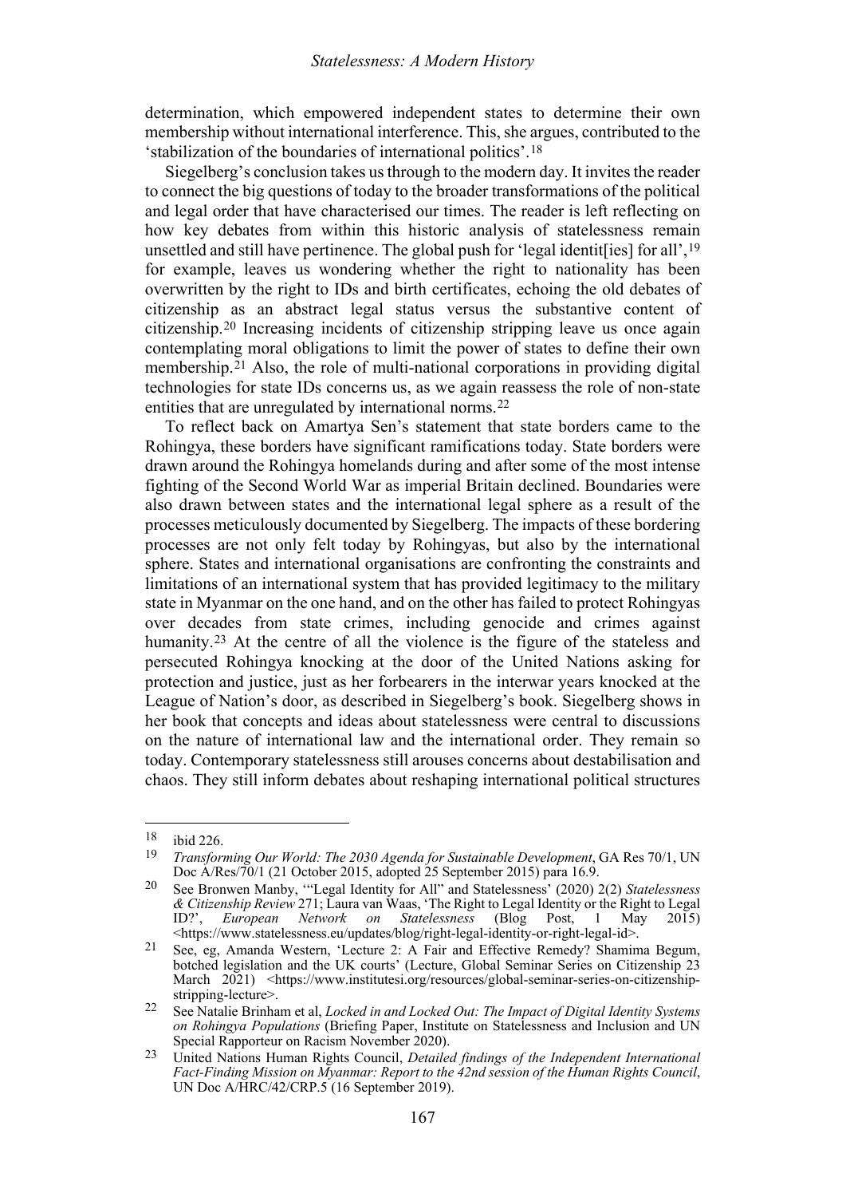determination, which empowered independent states to determine their own membership without international interference. This, she argues, contributed to the 'stabilization of the boundaries of international politics'.[18]

Siegelberg's conclusion takes us through to the modern day. It invites the reader to connect the big questions of today to the broader transformations of the political and legal order that have characterised our times. The reader is left reflecting on how key debates from within this historic analysis of statelessness remain unsettled and still have pertinence. The global push for 'legal identit[ies] for all',[19] for example, leaves us wondering whether the right to nationality has been overwritten by the right to IDs and birth certificates, echoing the old debates of citizenship as an abstract legal status versus the substantive content of citizenship.[20] Increasing incidents of citizenship stripping leave us once again contemplating moral obligations to limit the power of states to define their own membership.[21] Also, the role of multi-national corporations in providing digital technologies for state IDs concerns us, as we again reassess the role of non-state entities that are unregulated by international norms.[22]

To reflect back on Amartya Sen's statement that state borders came to the Rohingya, these borders have significant ramifications today. State borders were drawn around the Rohingya homelands during and after some of the most intense fighting of the Second World War as imperial Britain declined. Boundaries were also drawn between states and the international legal sphere as a result of the processes meticulously documented by Siegelberg. The impacts of these bordering processes are not only felt today by Rohingyas, but also by the international sphere. States and international organisations are confronting the constraints and limitations of an international system that has provided legitimacy to the military state in Myanmar on the one hand, and on the other has failed to protect Rohingyas over decades from state crimes, including genocide and crimes against humanity.[23] At the centre of all the violence is the figure of the stateless and persecuted Rohingya knocking at the door of the United Nations asking for protection and justice, just as her forbearers in the interwar years knocked at the League of Nation's door, as described in Siegelberg's book. Siegelberg shows in her book that concepts and ideas about statelessness were central to discussions on the nature of international law and the international order. They remain so today. Contemporary statelessness still arouses concerns about destabilisation and chaos. They still inform debates about reshaping international political structures

---

[18] ibid 226.

[19] *Transforming Our World: The 2030 Agenda for Sustainable Development*, GA Res 70/1, UN Doc A/Res/70/1 (21 October 2015, adopted 25 September 2015) para 16.9.

[20] See Bronwen Manby, '"Legal Identity for All" and Statelessness' (2020) 2(2) *Statelessness & Citizenship Review* 271; Laura van Waas, 'The Right to Legal Identity or the Right to Legal ID?', *European Network on Statelessness* (Blog Post, 1 May 2015) <https://www.statelessness.eu/updates/blog/right-legal-identity-or-right-legal-id>.

[21] See, eg, Amanda Western, 'Lecture 2: A Fair and Effective Remedy? Shamima Begum, botched legislation and the UK courts' (Lecture, Global Seminar Series on Citizenship 23 March 2021) <https://www.institutesi.org/resources/global-seminar-series-on-citizenship-stripping-lecture>.

[22] See Natalie Brinham et al, *Locked in and Locked Out: The Impact of Digital Identity Systems on Rohingya Populations* (Briefing Paper, Institute on Statelessness and Inclusion and UN Special Rapporteur on Racism November 2020).

[23] United Nations Human Rights Council, *Detailed findings of the Independent International Fact-Finding Mission on Myanmar: Report to the 42nd session of the Human Rights Council*, UN Doc A/HRC/42/CRP.5 (16 September 2019).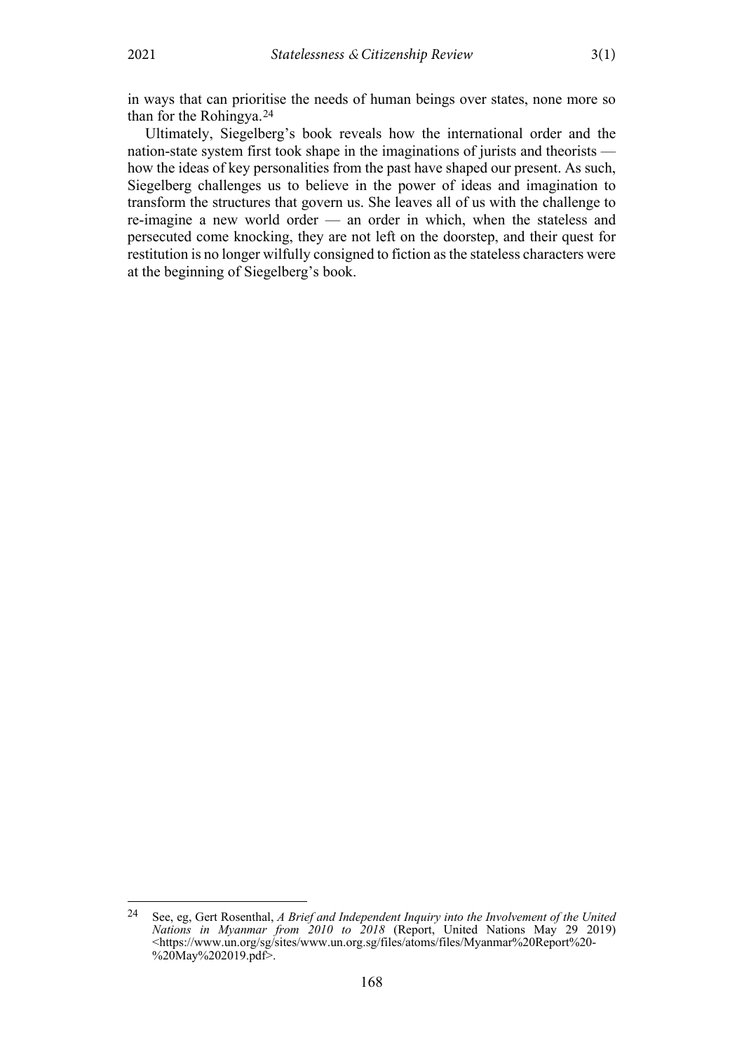in ways that can prioritise the needs of human beings over states, none more so than for the Rohingya.[24]

Ultimately, Siegelberg's book reveals how the international order and the nation-state system first took shape in the imaginations of jurists and theorists — how the ideas of key personalities from the past have shaped our present. As such, Siegelberg challenges us to believe in the power of ideas and imagination to transform the structures that govern us. She leaves all of us with the challenge to re-imagine a new world order — an order in which, when the stateless and persecuted come knocking, they are not left on the doorstep, and their quest for restitution is no longer wilfully consigned to fiction as the stateless characters were at the beginning of Siegelberg's book.

---

[24] See, eg, Gert Rosenthal, *A Brief and Independent Inquiry into the Involvement of the United Nations in Myanmar from 2010 to 2018* (Report, United Nations May 29 2019) <https://www.un.org/sg/sites/www.un.org.sg/files/atoms/files/Myanmar%20Report%20-%20May%202019.pdf>.